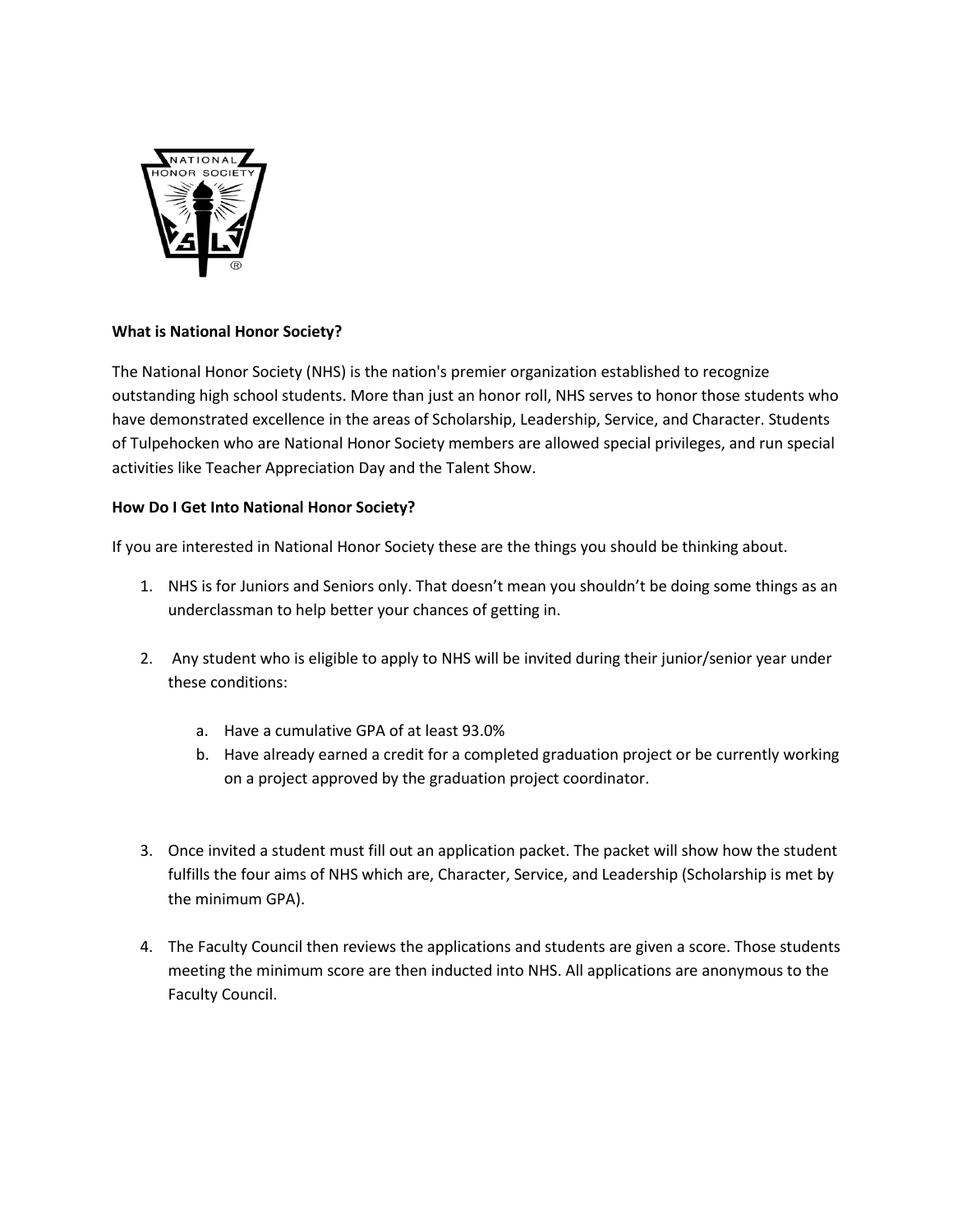**What is National Honor Society?**

The National Honor Society (NHS) is the nation's premier organization established to recognize outstanding high school students. More than just an honor roll, NHS serves to honor those students who have demonstrated excellence in the areas of Scholarship, Leadership, Service, and Character. Students of Tulpehocken who are National Honor Society members are allowed special privileges, and run special activities like Teacher Appreciation Day and the Talent Show.

**How Do I Get Into National Honor Society?**

If you are interested in National Honor Society these are the things you should be thinking about.

1. NHS is for Juniors and Seniors only. That doesn't mean you shouldn't be doing some things as an underclassman to help better your chances of getting in.

2. Any student who is eligible to apply to NHS will be invited during their junior/senior year under these conditions:

    a. Have a cumulative GPA of at least 93.0%
    b. Have already earned a credit for a completed graduation project or be currently working on a project approved by the graduation project coordinator.

3. Once invited a student must fill out an application packet. The packet will show how the student fulfills the four aims of NHS which are, Character, Service, and Leadership (Scholarship is met by the minimum GPA).

4. The Faculty Council then reviews the applications and students are given a score. Those students meeting the minimum score are then inducted into NHS. All applications are anonymous to the Faculty Council.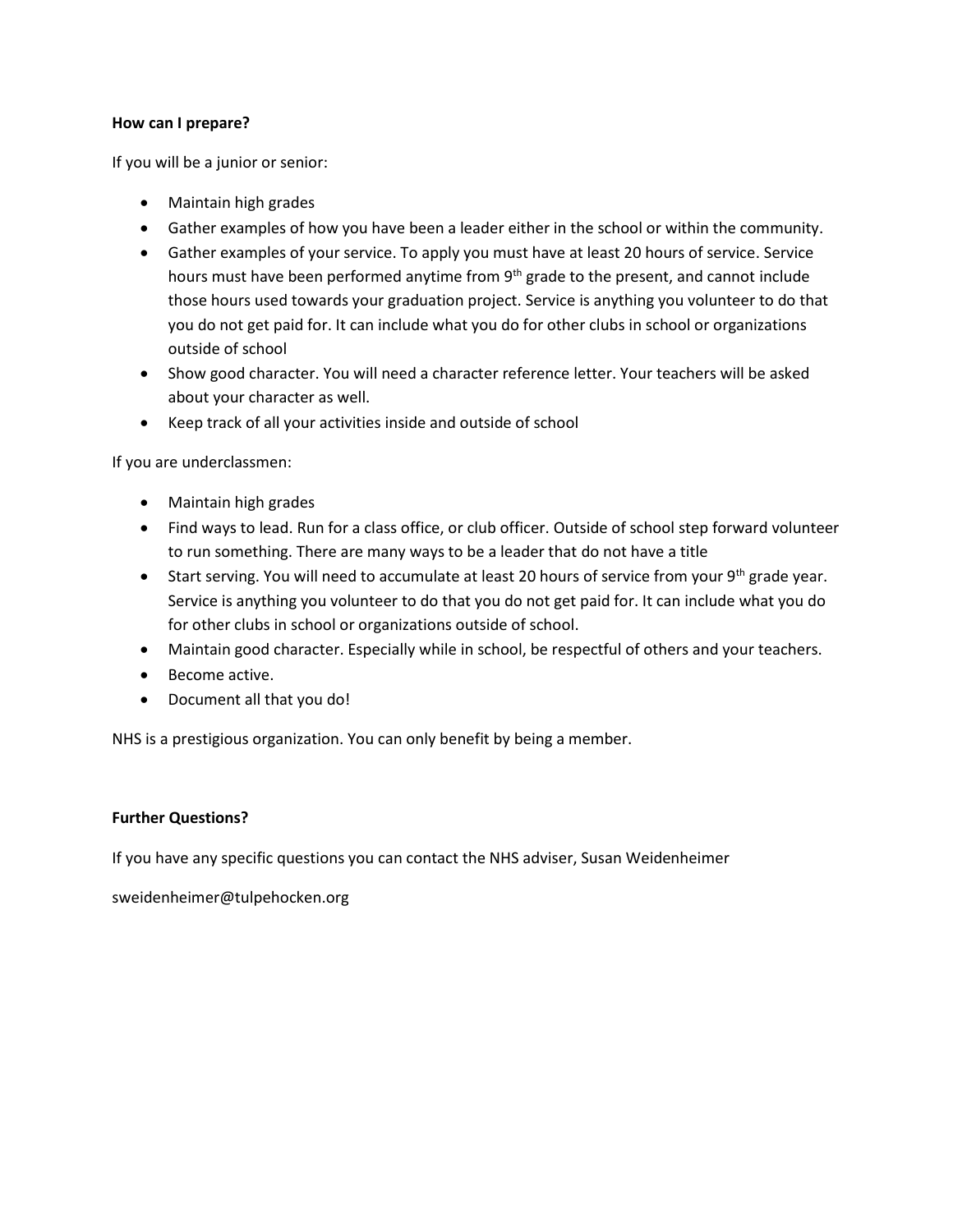**How can I prepare?**

If you will be a junior or senior:

- Maintain high grades
- Gather examples of how you have been a leader either in the school or within the community.
- Gather examples of your service. To apply you must have at least 20 hours of service. Service hours must have been performed anytime from 9th grade to the present, and cannot include those hours used towards your graduation project. Service is anything you volunteer to do that you do not get paid for. It can include what you do for other clubs in school or organizations outside of school
- Show good character. You will need a character reference letter. Your teachers will be asked about your character as well.
- Keep track of all your activities inside and outside of school

If you are underclassmen:

- Maintain high grades
- Find ways to lead. Run for a class office, or club officer. Outside of school step forward volunteer to run something. There are many ways to be a leader that do not have a title
- Start serving. You will need to accumulate at least 20 hours of service from your 9th grade year. Service is anything you volunteer to do that you do not get paid for. It can include what you do for other clubs in school or organizations outside of school.
- Maintain good character. Especially while in school, be respectful of others and your teachers.
- Become active.
- Document all that you do!

NHS is a prestigious organization. You can only benefit by being a member.

**Further Questions?**

If you have any specific questions you can contact the NHS adviser, Susan Weidenheimer

sweidenheimer@tulpehocken.org